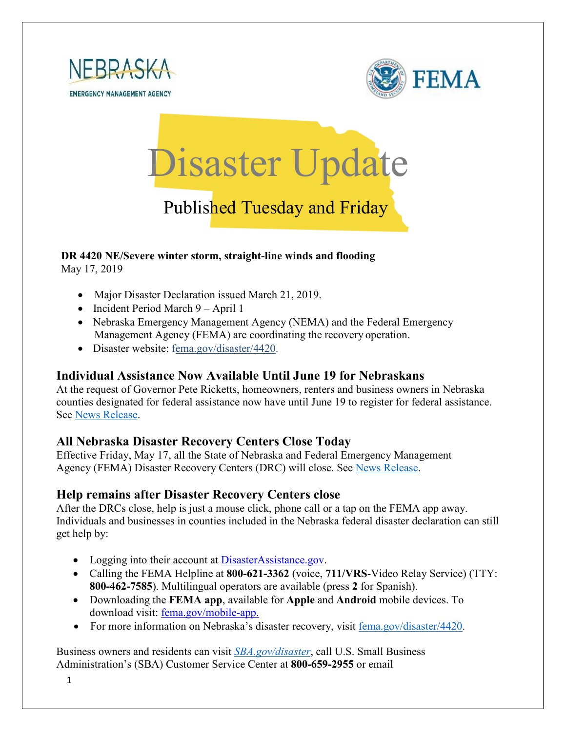# Disaster Update

Published Tuesday and Friday

**DR 4420 NE/Severe winter storm, straight-line winds and flooding**
May 17, 2019

- Major Disaster Declaration issued March 21, 2019.
- Incident Period March 9 – April 1
- Nebraska Emergency Management Agency (NEMA) and the Federal Emergency Management Agency (FEMA) are coordinating the recovery operation.
- Disaster website: fema.gov/disaster/4420.

## Individual Assistance Now Available Until June 19 for Nebraskans

At the request of Governor Pete Ricketts, homeowners, renters and business owners in Nebraska counties designated for federal assistance now have until June 19 to register for federal assistance. See News Release.

## All Nebraska Disaster Recovery Centers Close Today

Effective Friday, May 17, all the State of Nebraska and Federal Emergency Management Agency (FEMA) Disaster Recovery Centers (DRC) will close. See News Release.

## Help remains after Disaster Recovery Centers close

After the DRCs close, help is just a mouse click, phone call or a tap on the FEMA app away. Individuals and businesses in counties included in the Nebraska federal disaster declaration can still get help by:

- Logging into their account at DisasterAssistance.gov.
- Calling the FEMA Helpline at **800-621-3362** (voice, **711/VRS**-Video Relay Service) (TTY: **800-462-7585**). Multilingual operators are available (press **2** for Spanish).
- Downloading the **FEMA app**, available for **Apple** and **Android** mobile devices. To download visit: fema.gov/mobile-app.
- For more information on Nebraska's disaster recovery, visit fema.gov/disaster/4420.

Business owners and residents can visit *SBA.gov/disaster*, call U.S. Small Business Administration's (SBA) Customer Service Center at **800-659-2955** or email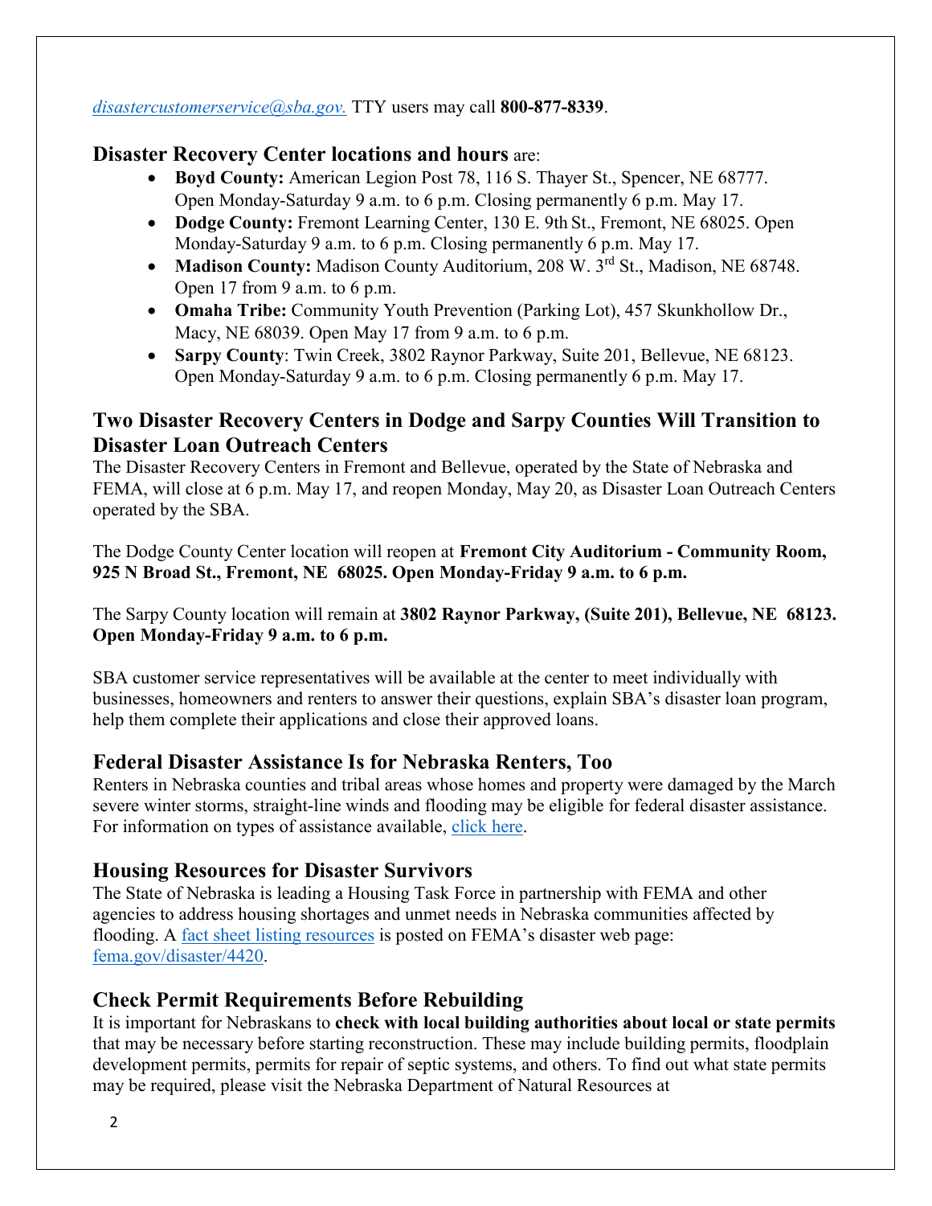*disastercustomerservice@sba.gov.* TTY users may call **800-877-8339**.

### **Disaster Recovery Center locations and hours** are:

- **Boyd County:** American Legion Post 78, 116 S. Thayer St., Spencer, NE 68777. Open Monday-Saturday 9 a.m. to 6 p.m. Closing permanently 6 p.m. May 17.
- **Dodge County:** Fremont Learning Center, 130 E. 9th St., Fremont, NE 68025. Open Monday-Saturday 9 a.m. to 6 p.m. Closing permanently 6 p.m. May 17.
- **Madison County:** Madison County Auditorium, 208 W. 3rd St., Madison, NE 68748. Open 17 from 9 a.m. to 6 p.m.
- **Omaha Tribe:** Community Youth Prevention (Parking Lot), 457 Skunkhollow Dr., Macy, NE 68039. Open May 17 from 9 a.m. to 6 p.m.
- **Sarpy County**: Twin Creek, 3802 Raynor Parkway, Suite 201, Bellevue, NE 68123. Open Monday-Saturday 9 a.m. to 6 p.m. Closing permanently 6 p.m. May 17.

## Two Disaster Recovery Centers in Dodge and Sarpy Counties Will Transition to Disaster Loan Outreach Centers

The Disaster Recovery Centers in Fremont and Bellevue, operated by the State of Nebraska and FEMA, will close at 6 p.m. May 17, and reopen Monday, May 20, as Disaster Loan Outreach Centers operated by the SBA.

The Dodge County Center location will reopen at **Fremont City Auditorium - Community Room, 925 N Broad St., Fremont, NE 68025. Open Monday-Friday 9 a.m. to 6 p.m.**

The Sarpy County location will remain at **3802 Raynor Parkway, (Suite 201), Bellevue, NE 68123. Open Monday-Friday 9 a.m. to 6 p.m.**

SBA customer service representatives will be available at the center to meet individually with businesses, homeowners and renters to answer their questions, explain SBA's disaster loan program, help them complete their applications and close their approved loans.

## Federal Disaster Assistance Is for Nebraska Renters, Too

Renters in Nebraska counties and tribal areas whose homes and property were damaged by the March severe winter storms, straight-line winds and flooding may be eligible for federal disaster assistance. For information on types of assistance available, click here.

## Housing Resources for Disaster Survivors

The State of Nebraska is leading a Housing Task Force in partnership with FEMA and other agencies to address housing shortages and unmet needs in Nebraska communities affected by flooding. A fact sheet listing resources is posted on FEMA's disaster web page: fema.gov/disaster/4420.

## Check Permit Requirements Before Rebuilding

It is important for Nebraskans to **check with local building authorities about local or state permits** that may be necessary before starting reconstruction. These may include building permits, floodplain development permits, permits for repair of septic systems, and others. To find out what state permits may be required, please visit the Nebraska Department of Natural Resources at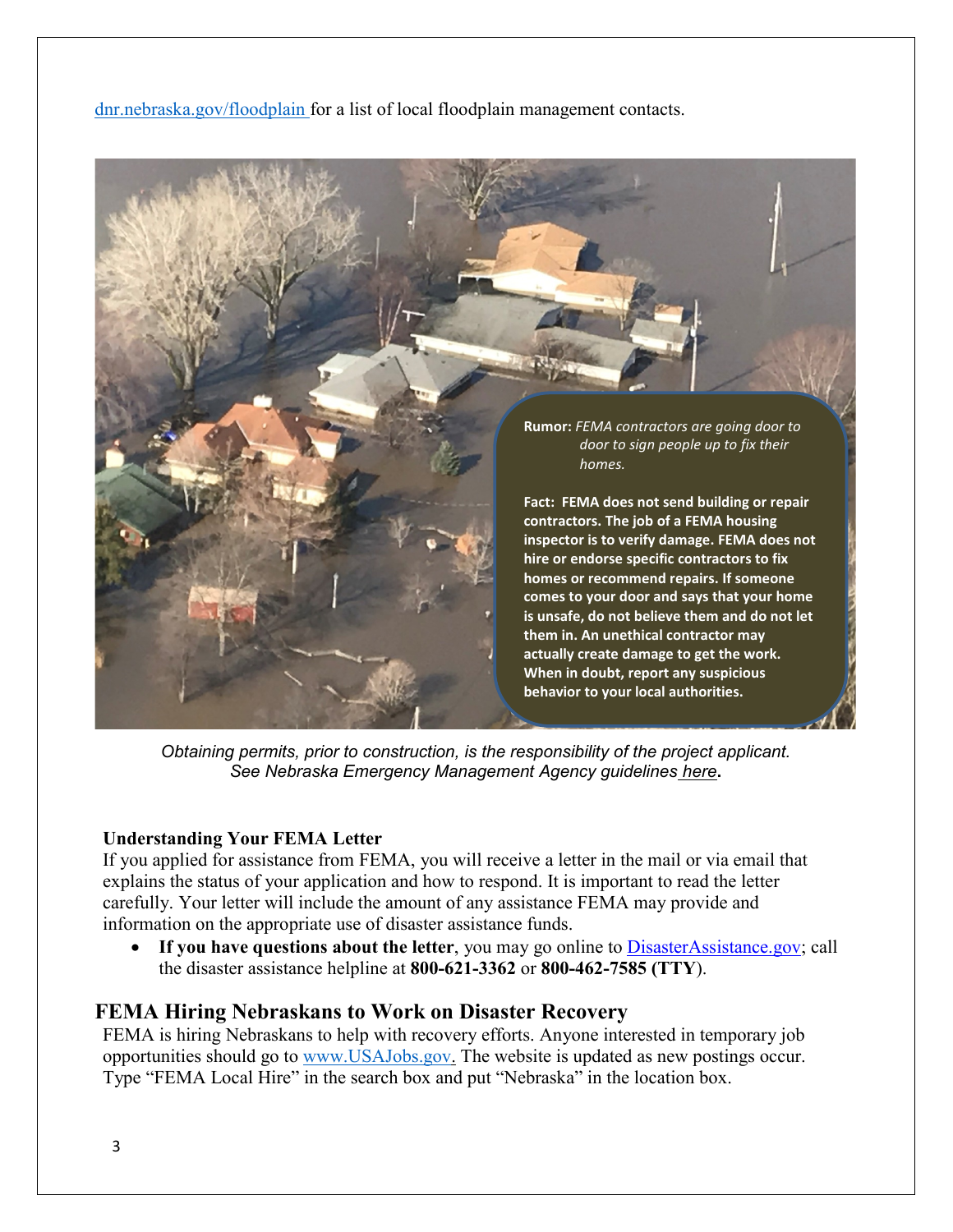dnr.nebraska.gov/floodplain for a list of local floodplain management contacts.

**Rumor:** *FEMA contractors are going door to door to sign people up to fix their homes.*

**Fact: FEMA does not send building or repair contractors. The job of a FEMA housing inspector is to verify damage. FEMA does not hire or endorse specific contractors to fix homes or recommend repairs. If someone comes to your door and says that your home is unsafe, do not believe them and do not let them in. An unethical contractor may actually create damage to get the work. When in doubt, report any suspicious behavior to your local authorities.**

*Obtaining permits, prior to construction, is the responsibility of the project applicant. See Nebraska Emergency Management Agency guidelines here.*

### Understanding Your FEMA Letter

If you applied for assistance from FEMA, you will receive a letter in the mail or via email that explains the status of your application and how to respond. It is important to read the letter carefully. Your letter will include the amount of any assistance FEMA may provide and information on the appropriate use of disaster assistance funds.

- **If you have questions about the letter**, you may go online to DisasterAssistance.gov; call the disaster assistance helpline at **800-621-3362** or **800-462-7585 (TTY)**.

## FEMA Hiring Nebraskans to Work on Disaster Recovery

FEMA is hiring Nebraskans to help with recovery efforts. Anyone interested in temporary job opportunities should go to www.USAJobs.gov. The website is updated as new postings occur. Type "FEMA Local Hire" in the search box and put "Nebraska" in the location box.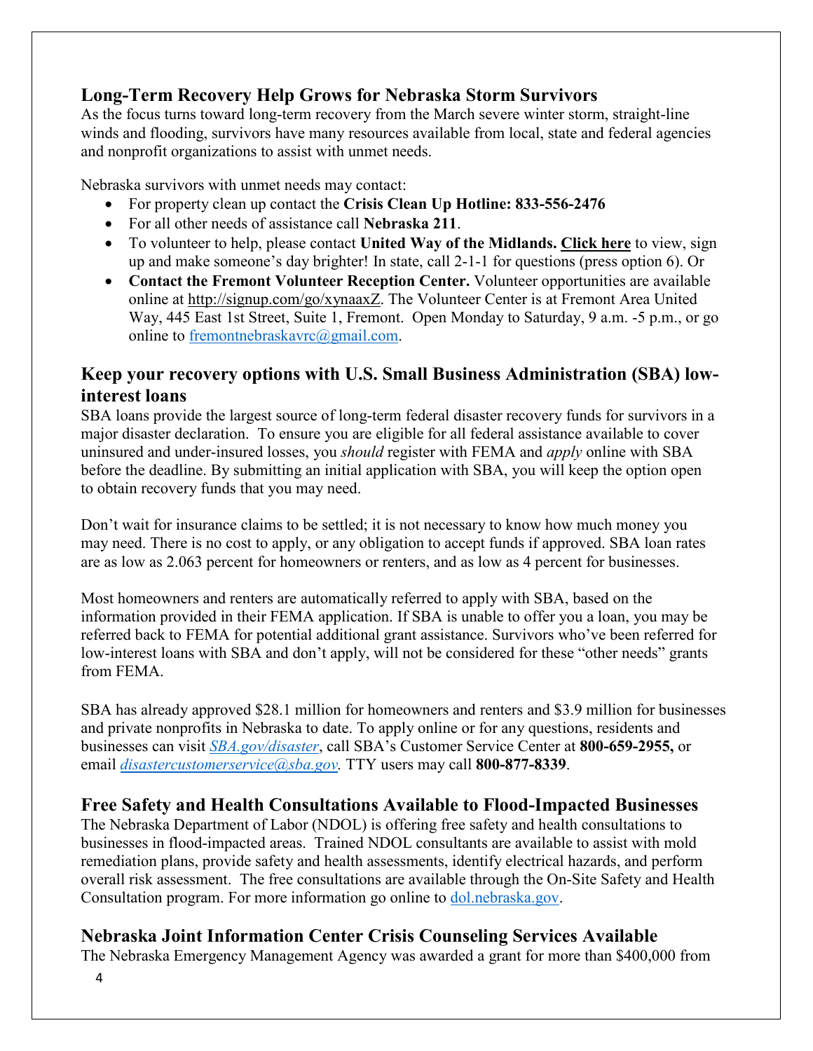## Long-Term Recovery Help Grows for Nebraska Storm Survivors

As the focus turns toward long-term recovery from the March severe winter storm, straight-line winds and flooding, survivors have many resources available from local, state and federal agencies and nonprofit organizations to assist with unmet needs.

Nebraska survivors with unmet needs may contact:

- For property clean up contact the **Crisis Clean Up Hotline: 833-556-2476**
- For all other needs of assistance call **Nebraska 211**.
- To volunteer to help, please contact **United Way of the Midlands.** **Click here** to view, sign up and make someone's day brighter! In state, call 2-1-1 for questions (press option 6). Or
- **Contact the Fremont Volunteer Reception Center.** Volunteer opportunities are available online at http://signup.com/go/xynaaxZ. The Volunteer Center is at Fremont Area United Way, 445 East 1st Street, Suite 1, Fremont. Open Monday to Saturday, 9 a.m. -5 p.m., or go online to fremontnebraskavrc@gmail.com.

## Keep your recovery options with U.S. Small Business Administration (SBA) low-interest loans

SBA loans provide the largest source of long-term federal disaster recovery funds for survivors in a major disaster declaration. To ensure you are eligible for all federal assistance available to cover uninsured and under-insured losses, you *should* register with FEMA and *apply* online with SBA before the deadline. By submitting an initial application with SBA, you will keep the option open to obtain recovery funds that you may need.

Don't wait for insurance claims to be settled; it is not necessary to know how much money you may need. There is no cost to apply, or any obligation to accept funds if approved. SBA loan rates are as low as 2.063 percent for homeowners or renters, and as low as 4 percent for businesses.

Most homeowners and renters are automatically referred to apply with SBA, based on the information provided in their FEMA application. If SBA is unable to offer you a loan, you may be referred back to FEMA for potential additional grant assistance. Survivors who've been referred for low-interest loans with SBA and don't apply, will not be considered for these "other needs" grants from FEMA.

SBA has already approved $28.1 million for homeowners and renters and $3.9 million for businesses and private nonprofits in Nebraska to date. To apply online or for any questions, residents and businesses can visit *SBA.gov/disaster*, call SBA's Customer Service Center at **800-659-2955,** or email *disastercustomerservice@sba.gov.* TTY users may call **800-877-8339**.

## Free Safety and Health Consultations Available to Flood-Impacted Businesses

The Nebraska Department of Labor (NDOL) is offering free safety and health consultations to businesses in flood-impacted areas. Trained NDOL consultants are available to assist with mold remediation plans, provide safety and health assessments, identify electrical hazards, and perform overall risk assessment. The free consultations are available through the On-Site Safety and Health Consultation program. For more information go online to dol.nebraska.gov.

## Nebraska Joint Information Center Crisis Counseling Services Available

The Nebraska Emergency Management Agency was awarded a grant for more than $400,000 from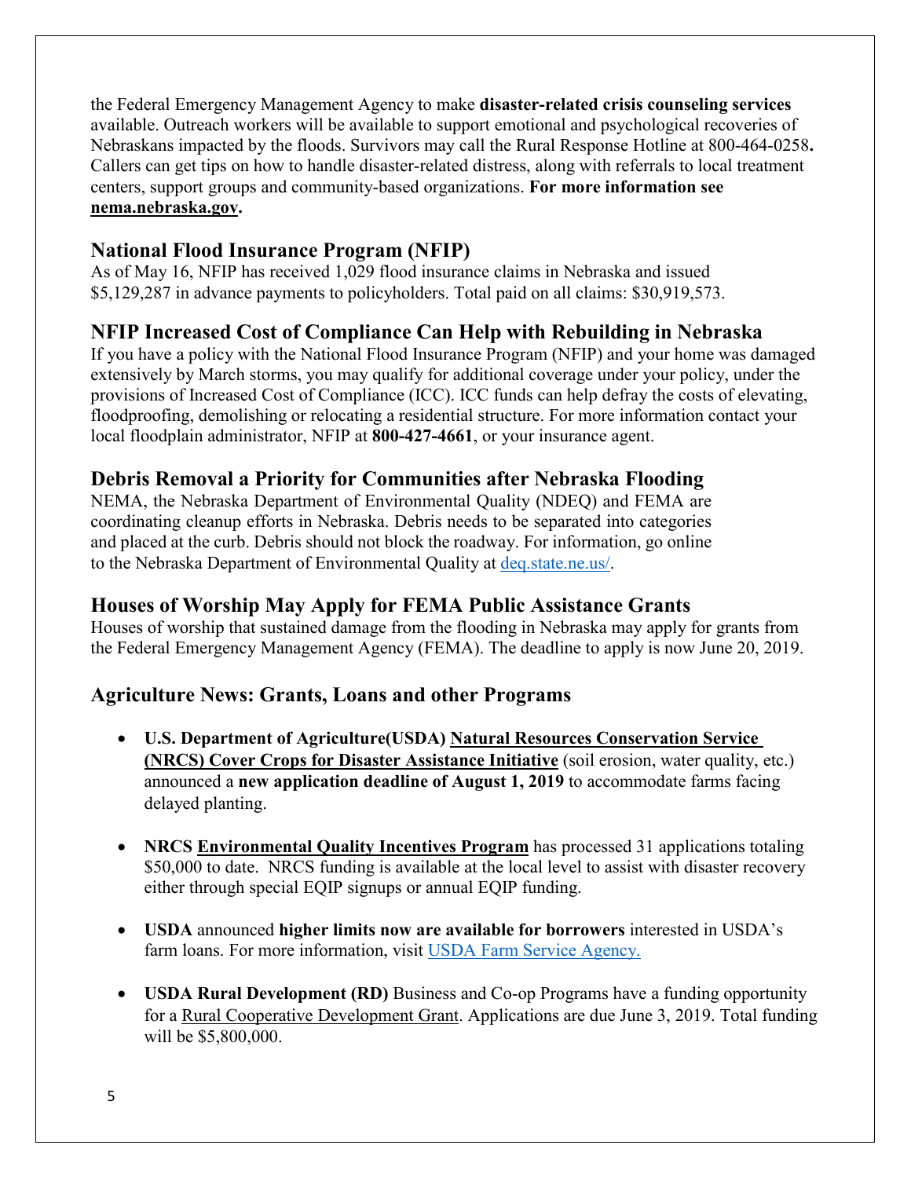the Federal Emergency Management Agency to make **disaster-related crisis counseling services** available. Outreach workers will be available to support emotional and psychological recoveries of Nebraskans impacted by the floods. Survivors may call the Rural Response Hotline at 800-464-0258**.** Callers can get tips on how to handle disaster-related distress, along with referrals to local treatment centers, support groups and community-based organizations. **For more information see nema.nebraska.gov.**

## National Flood Insurance Program (NFIP)

As of May 16, NFIP has received 1,029 flood insurance claims in Nebraska and issued $5,129,287 in advance payments to policyholders. Total paid on all claims: $30,919,573.

## NFIP Increased Cost of Compliance Can Help with Rebuilding in Nebraska

If you have a policy with the National Flood Insurance Program (NFIP) and your home was damaged extensively by March storms, you may qualify for additional coverage under your policy, under the provisions of Increased Cost of Compliance (ICC). ICC funds can help defray the costs of elevating, floodproofing, demolishing or relocating a residential structure. For more information contact your local floodplain administrator, NFIP at **800-427-4661**, or your insurance agent.

## Debris Removal a Priority for Communities after Nebraska Flooding

NEMA, the Nebraska Department of Environmental Quality (NDEQ) and FEMA are coordinating cleanup efforts in Nebraska. Debris needs to be separated into categories and placed at the curb. Debris should not block the roadway. For information, go online to the Nebraska Department of Environmental Quality at deq.state.ne.us/.

## Houses of Worship May Apply for FEMA Public Assistance Grants

Houses of worship that sustained damage from the flooding in Nebraska may apply for grants from the Federal Emergency Management Agency (FEMA). The deadline to apply is now June 20, 2019.

## Agriculture News: Grants, Loans and other Programs

- **U.S. Department of Agriculture(USDA) Natural Resources Conservation Service (NRCS) Cover Crops for Disaster Assistance Initiative** (soil erosion, water quality, etc.) announced a **new application deadline of August 1, 2019** to accommodate farms facing delayed planting.

- **NRCS Environmental Quality Incentives Program** has processed 31 applications totaling $50,000 to date. NRCS funding is available at the local level to assist with disaster recovery either through special EQIP signups or annual EQIP funding.

- **USDA** announced **higher limits now are available for borrowers** interested in USDA's farm loans. For more information, visit USDA Farm Service Agency.

- **USDA Rural Development (RD)** Business and Co-op Programs have a funding opportunity for a Rural Cooperative Development Grant. Applications are due June 3, 2019. Total funding will be $5,800,000.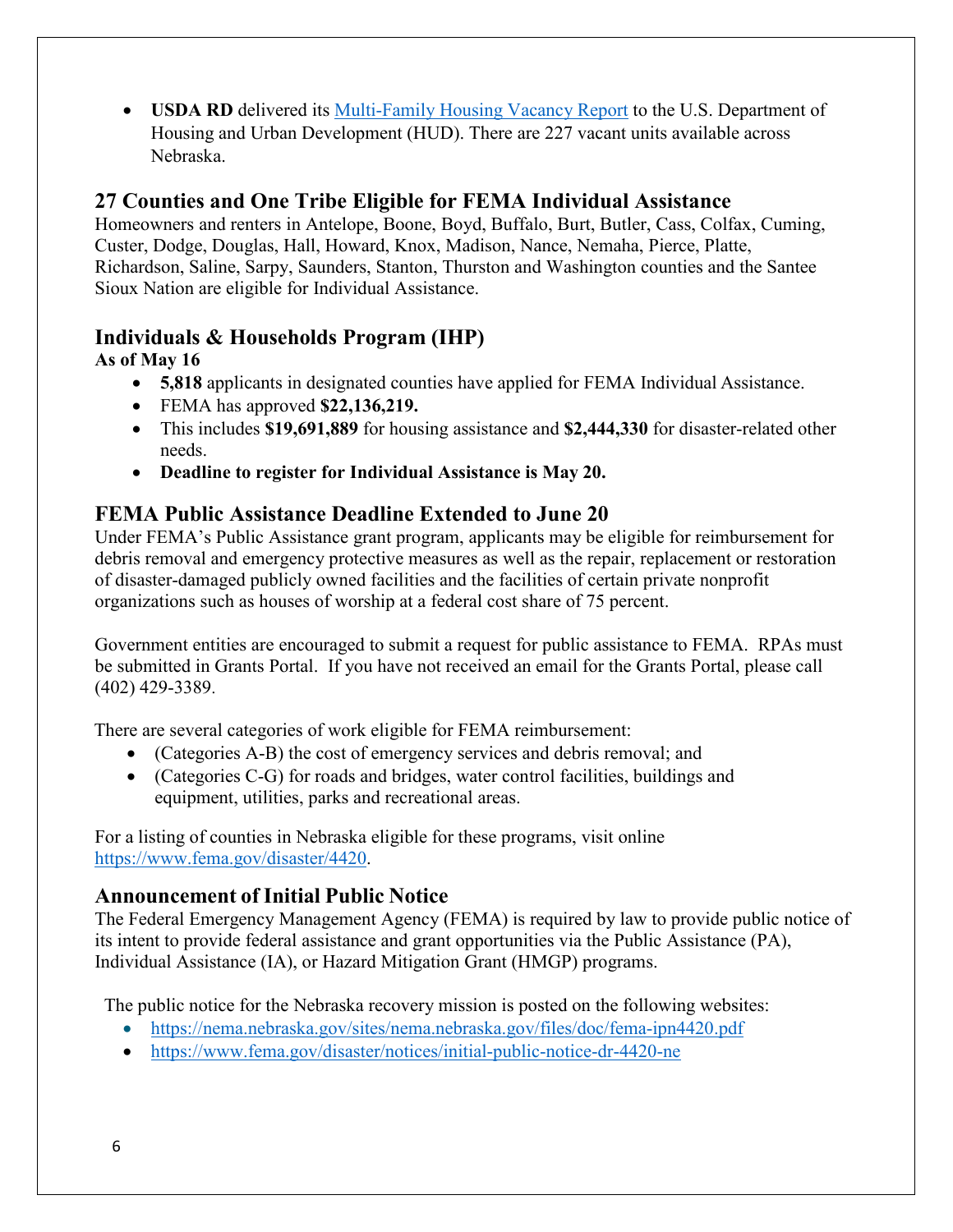- **USDA RD** delivered its [Multi-Family Housing Vacancy Report](Multi-Family Housing Vacancy Report) to the U.S. Department of Housing and Urban Development (HUD). There are 227 vacant units available across Nebraska.

## 27 Counties and One Tribe Eligible for FEMA Individual Assistance

Homeowners and renters in Antelope, Boone, Boyd, Buffalo, Burt, Butler, Cass, Colfax, Cuming, Custer, Dodge, Douglas, Hall, Howard, Knox, Madison, Nance, Nemaha, Pierce, Platte, Richardson, Saline, Sarpy, Saunders, Stanton, Thurston and Washington counties and the Santee Sioux Nation are eligible for Individual Assistance.

## Individuals & Households Program (IHP)

**As of May 16**

- **5,818** applicants in designated counties have applied for FEMA Individual Assistance.
- FEMA has approved **$22,136,219.**
- This includes **$19,691,889** for housing assistance and **$2,444,330** for disaster-related other needs.
- **Deadline to register for Individual Assistance is May 20.**

## FEMA Public Assistance Deadline Extended to June 20

Under FEMA's Public Assistance grant program, applicants may be eligible for reimbursement for debris removal and emergency protective measures as well as the repair, replacement or restoration of disaster-damaged publicly owned facilities and the facilities of certain private nonprofit organizations such as houses of worship at a federal cost share of 75 percent.

Government entities are encouraged to submit a request for public assistance to FEMA. RPAs must be submitted in Grants Portal. If you have not received an email for the Grants Portal, please call (402) 429-3389.

There are several categories of work eligible for FEMA reimbursement:

- (Categories A-B) the cost of emergency services and debris removal; and
- (Categories C-G) for roads and bridges, water control facilities, buildings and equipment, utilities, parks and recreational areas.

For a listing of counties in Nebraska eligible for these programs, visit online https://www.fema.gov/disaster/4420.

## Announcement of Initial Public Notice

The Federal Emergency Management Agency (FEMA) is required by law to provide public notice of its intent to provide federal assistance and grant opportunities via the Public Assistance (PA), Individual Assistance (IA), or Hazard Mitigation Grant (HMGP) programs.

The public notice for the Nebraska recovery mission is posted on the following websites:

- https://nema.nebraska.gov/sites/nema.nebraska.gov/files/doc/fema-ipn4420.pdf
- https://www.fema.gov/disaster/notices/initial-public-notice-dr-4420-ne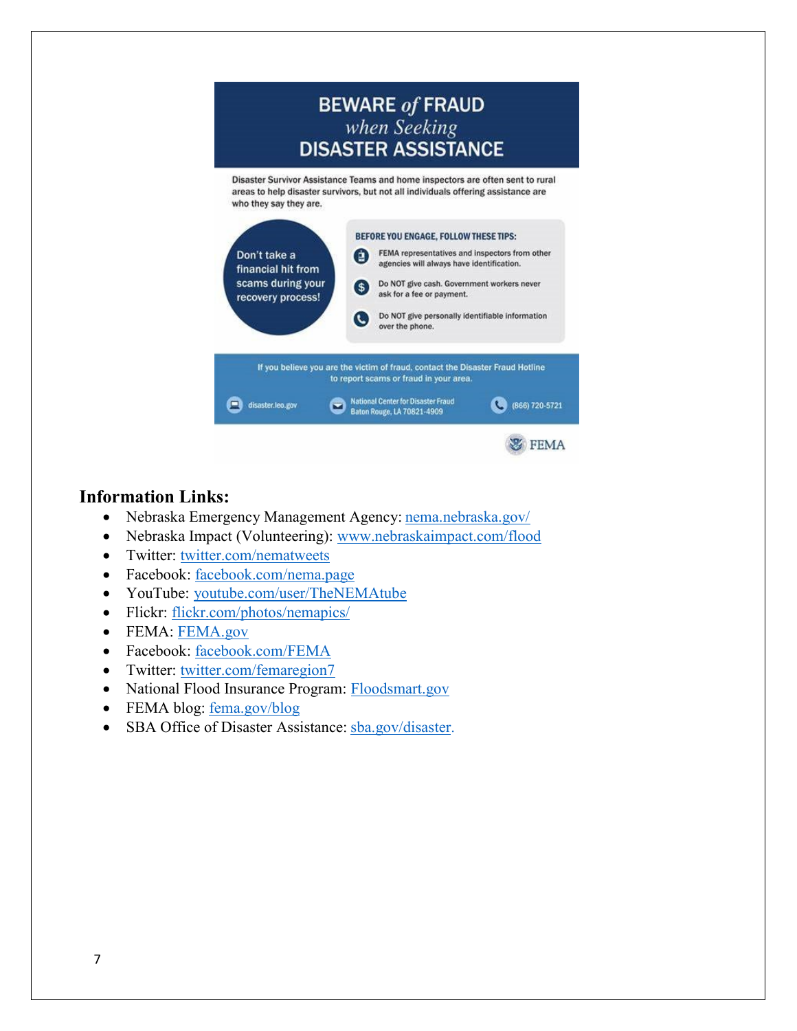# BEWARE *of* FRAUD *when Seeking* DISASTER ASSISTANCE

Disaster Survivor Assistance Teams and home inspectors are often sent to rural areas to help disaster survivors, but not all individuals offering assistance are who they say they are.

Don't take a financial hit from scams during your recovery process!

**BEFORE YOU ENGAGE, FOLLOW THESE TIPS:**

- FEMA representatives and inspectors from other agencies will always have identification.
- Do NOT give cash. Government workers never ask for a fee or payment.
- Do NOT give personally identifiable information over the phone.

If you believe you are the victim of fraud, contact the Disaster Fraud Hotline to report scams or fraud in your area.

disaster.leo.gov

National Center for Disaster Fraud
Baton Rouge, LA 70821-4909

(866) 720-5721

FEMA

## Information Links:

- Nebraska Emergency Management Agency: nema.nebraska.gov/
- Nebraska Impact (Volunteering): www.nebraskaimpact.com/flood
- Twitter: twitter.com/nematweets
- Facebook: facebook.com/nema.page
- YouTube: youtube.com/user/TheNEMAtube
- Flickr: flickr.com/photos/nemapics/
- FEMA: FEMA.gov
- Facebook: facebook.com/FEMA
- Twitter: twitter.com/femaregion7
- National Flood Insurance Program: Floodsmart.gov
- FEMA blog: fema.gov/blog
- SBA Office of Disaster Assistance: sba.gov/disaster.